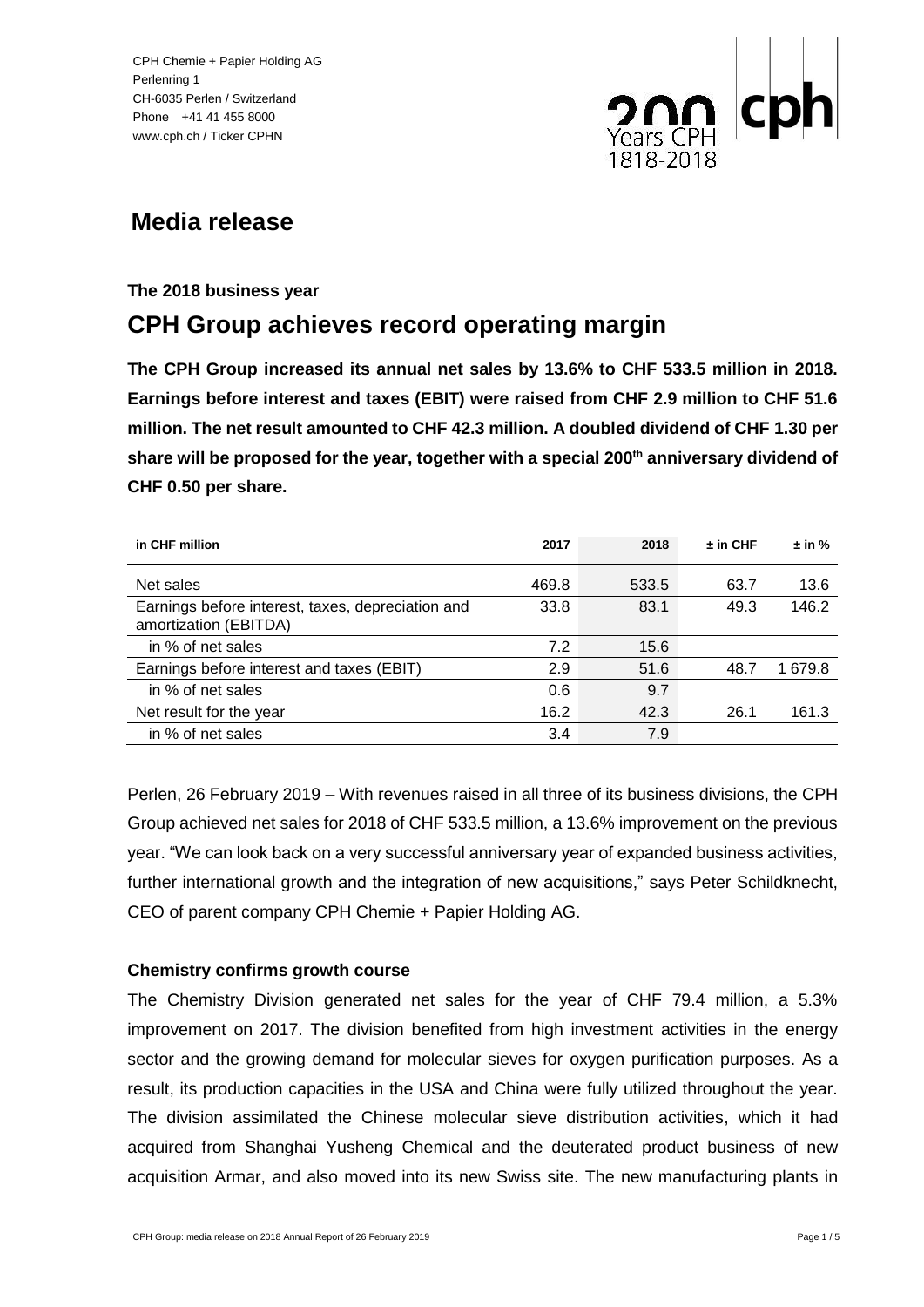CPH Chemie + Papier Holding AG
Perlenring 1
CH-6035 Perlen / Switzerland
Phone +41 41 455 8000
www.cph.ch / Ticker CPHN

# Media release

**The 2018 business year**

## CPH Group achieves record operating margin

**The CPH Group increased its annual net sales by 13.6% to CHF 533.5 million in 2018. Earnings before interest and taxes (EBIT) were raised from CHF 2.9 million to CHF 51.6 million. The net result amounted to CHF 42.3 million. A doubled dividend of CHF 1.30 per share will be proposed for the year, together with a special 200th anniversary dividend of CHF 0.50 per share.**

| in CHF million | 2017 | 2018 | ± in CHF | ± in % |
|---|---|---|---|---|
| Net sales | 469.8 | 533.5 | 63.7 | 13.6 |
| Earnings before interest, taxes, depreciation and amortization (EBITDA) | 33.8 | 83.1 | 49.3 | 146.2 |
| in % of net sales | 7.2 | 15.6 | | |
| Earnings before interest and taxes (EBIT) | 2.9 | 51.6 | 48.7 | 1 679.8 |
| in % of net sales | 0.6 | 9.7 | | |
| Net result for the year | 16.2 | 42.3 | 26.1 | 161.3 |
| in % of net sales | 3.4 | 7.9 | | |

Perlen, 26 February 2019 – With revenues raised in all three of its business divisions, the CPH Group achieved net sales for 2018 of CHF 533.5 million, a 13.6% improvement on the previous year. "We can look back on a very successful anniversary year of expanded business activities, further international growth and the integration of new acquisitions," says Peter Schildknecht, CEO of parent company CPH Chemie + Papier Holding AG.

### Chemistry confirms growth course

The Chemistry Division generated net sales for the year of CHF 79.4 million, a 5.3% improvement on 2017. The division benefited from high investment activities in the energy sector and the growing demand for molecular sieves for oxygen purification purposes. As a result, its production capacities in the USA and China were fully utilized throughout the year. The division assimilated the Chinese molecular sieve distribution activities, which it had acquired from Shanghai Yusheng Chemical and the deuterated product business of new acquisition Armar, and also moved into its new Swiss site. The new manufacturing plants in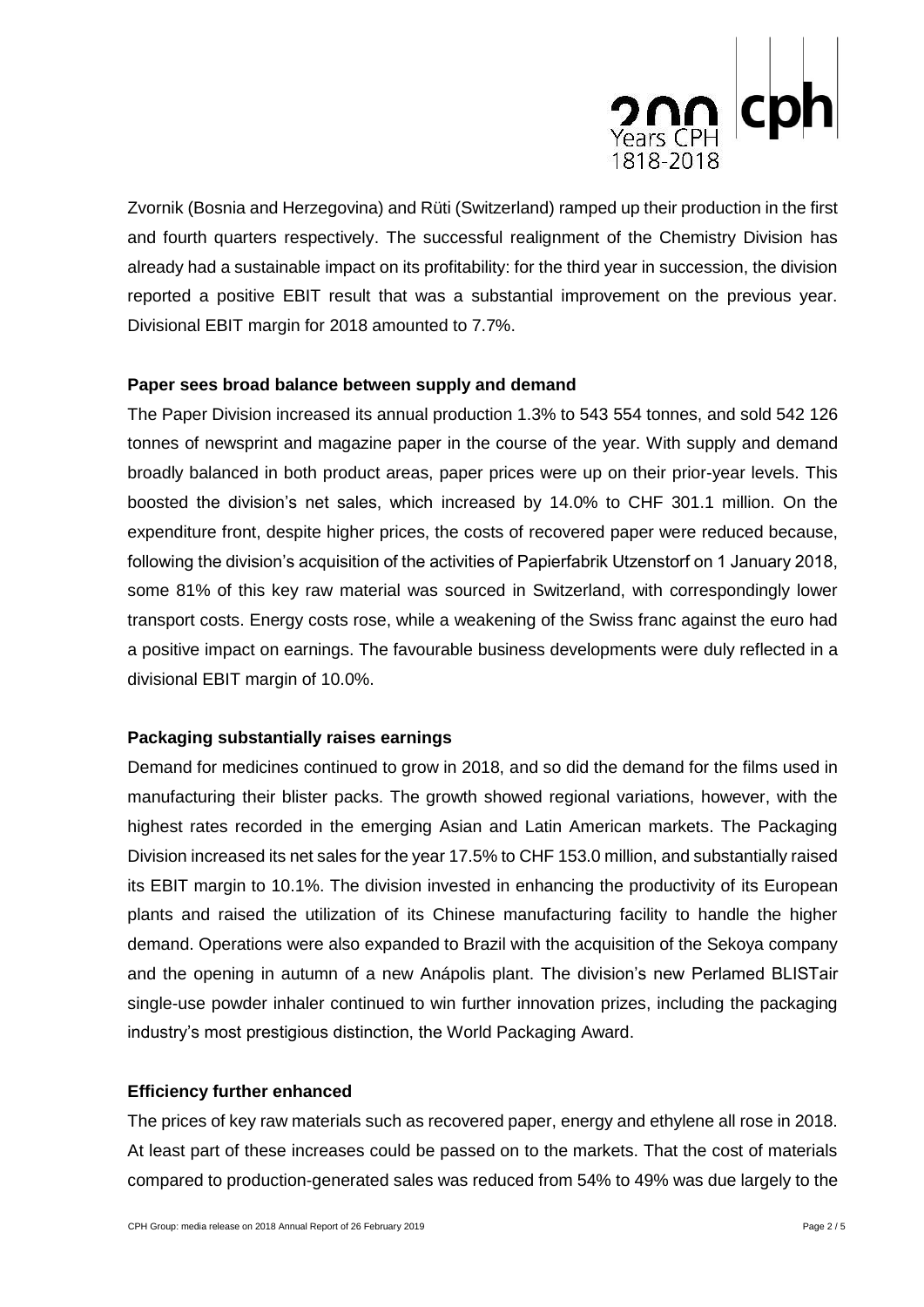Zvornik (Bosnia and Herzegovina) and Rüti (Switzerland) ramped up their production in the first and fourth quarters respectively. The successful realignment of the Chemistry Division has already had a sustainable impact on its profitability: for the third year in succession, the division reported a positive EBIT result that was a substantial improvement on the previous year. Divisional EBIT margin for 2018 amounted to 7.7%.

**Paper sees broad balance between supply and demand**

The Paper Division increased its annual production 1.3% to 543 554 tonnes, and sold 542 126 tonnes of newsprint and magazine paper in the course of the year. With supply and demand broadly balanced in both product areas, paper prices were up on their prior-year levels. This boosted the division's net sales, which increased by 14.0% to CHF 301.1 million. On the expenditure front, despite higher prices, the costs of recovered paper were reduced because, following the division's acquisition of the activities of Papierfabrik Utzenstorf on 1 January 2018, some 81% of this key raw material was sourced in Switzerland, with correspondingly lower transport costs. Energy costs rose, while a weakening of the Swiss franc against the euro had a positive impact on earnings. The favourable business developments were duly reflected in a divisional EBIT margin of 10.0%.

**Packaging substantially raises earnings**

Demand for medicines continued to grow in 2018, and so did the demand for the films used in manufacturing their blister packs. The growth showed regional variations, however, with the highest rates recorded in the emerging Asian and Latin American markets. The Packaging Division increased its net sales for the year 17.5% to CHF 153.0 million, and substantially raised its EBIT margin to 10.1%. The division invested in enhancing the productivity of its European plants and raised the utilization of its Chinese manufacturing facility to handle the higher demand. Operations were also expanded to Brazil with the acquisition of the Sekoya company and the opening in autumn of a new Anápolis plant. The division's new Perlamed BLISTair single-use powder inhaler continued to win further innovation prizes, including the packaging industry's most prestigious distinction, the World Packaging Award.

**Efficiency further enhanced**

The prices of key raw materials such as recovered paper, energy and ethylene all rose in 2018. At least part of these increases could be passed on to the markets. That the cost of materials compared to production-generated sales was reduced from 54% to 49% was due largely to the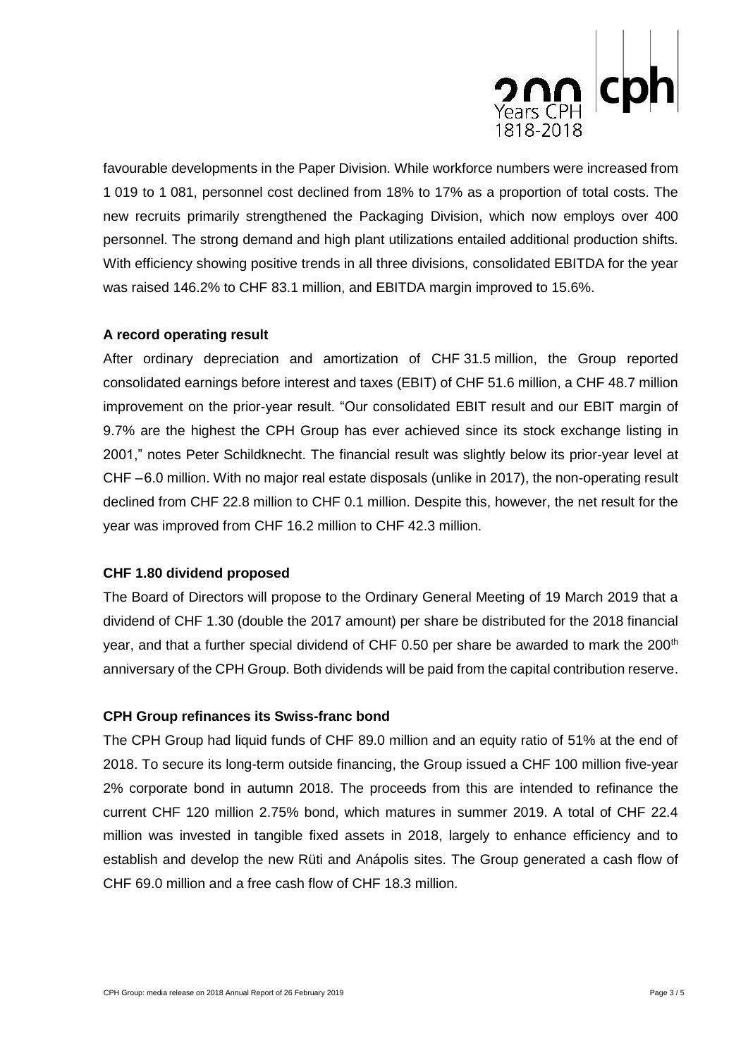favourable developments in the Paper Division. While workforce numbers were increased from 1 019 to 1 081, personnel cost declined from 18% to 17% as a proportion of total costs. The new recruits primarily strengthened the Packaging Division, which now employs over 400 personnel. The strong demand and high plant utilizations entailed additional production shifts. With efficiency showing positive trends in all three divisions, consolidated EBITDA for the year was raised 146.2% to CHF 83.1 million, and EBITDA margin improved to 15.6%.

**A record operating result**

After ordinary depreciation and amortization of CHF 31.5 million, the Group reported consolidated earnings before interest and taxes (EBIT) of CHF 51.6 million, a CHF 48.7 million improvement on the prior-year result. "Our consolidated EBIT result and our EBIT margin of 9.7% are the highest the CPH Group has ever achieved since its stock exchange listing in 2001," notes Peter Schildknecht. The financial result was slightly below its prior-year level at CHF –6.0 million. With no major real estate disposals (unlike in 2017), the non-operating result declined from CHF 22.8 million to CHF 0.1 million. Despite this, however, the net result for the year was improved from CHF 16.2 million to CHF 42.3 million.

**CHF 1.80 dividend proposed**

The Board of Directors will propose to the Ordinary General Meeting of 19 March 2019 that a dividend of CHF 1.30 (double the 2017 amount) per share be distributed for the 2018 financial year, and that a further special dividend of CHF 0.50 per share be awarded to mark the 200th anniversary of the CPH Group. Both dividends will be paid from the capital contribution reserve.

**CPH Group refinances its Swiss-franc bond**

The CPH Group had liquid funds of CHF 89.0 million and an equity ratio of 51% at the end of 2018. To secure its long-term outside financing, the Group issued a CHF 100 million five-year 2% corporate bond in autumn 2018. The proceeds from this are intended to refinance the current CHF 120 million 2.75% bond, which matures in summer 2019. A total of CHF 22.4 million was invested in tangible fixed assets in 2018, largely to enhance efficiency and to establish and develop the new Rüti and Anápolis sites. The Group generated a cash flow of CHF 69.0 million and a free cash flow of CHF 18.3 million.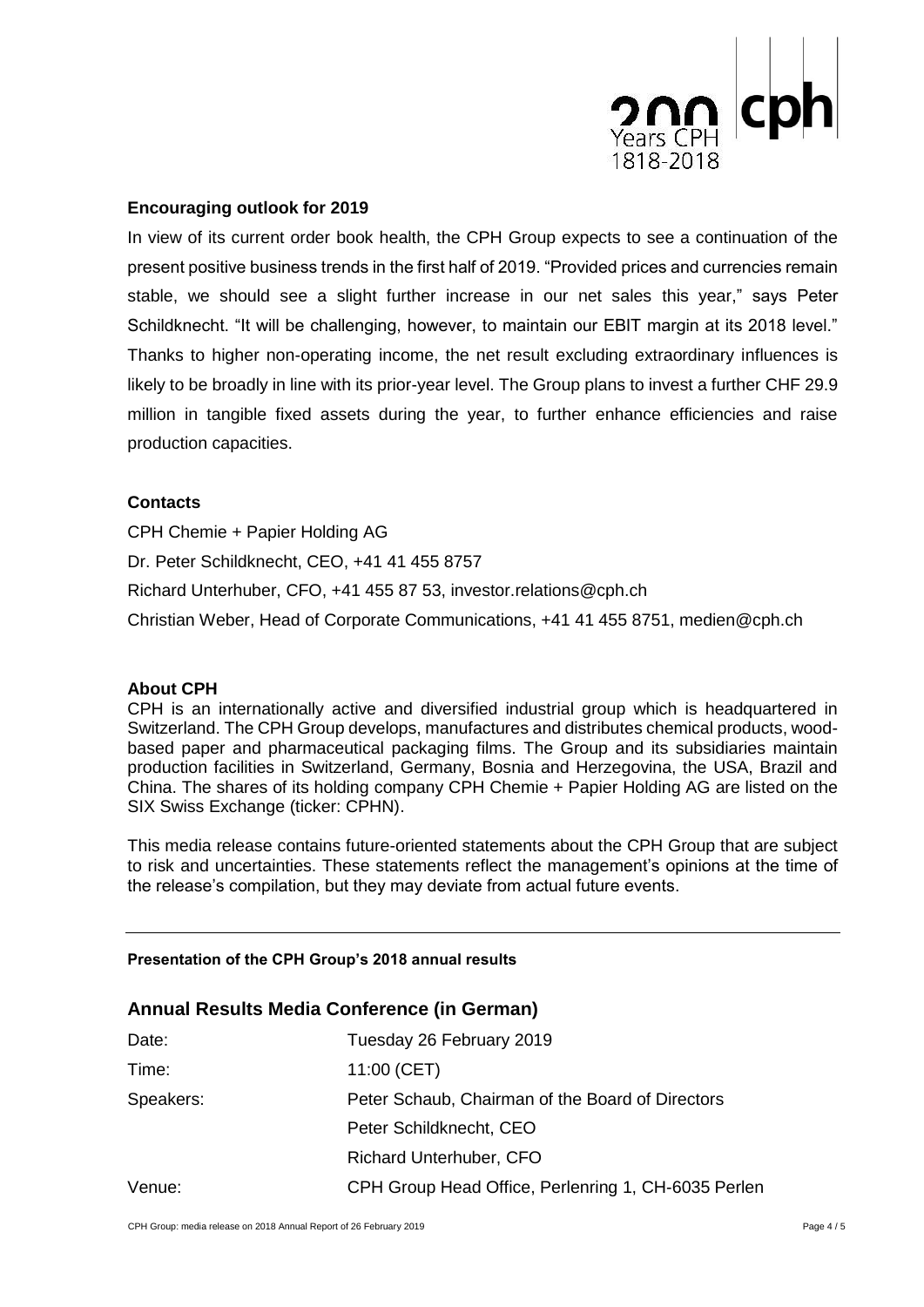### Encouraging outlook for 2019

In view of its current order book health, the CPH Group expects to see a continuation of the present positive business trends in the first half of 2019. "Provided prices and currencies remain stable, we should see a slight further increase in our net sales this year," says Peter Schildknecht. "It will be challenging, however, to maintain our EBIT margin at its 2018 level." Thanks to higher non-operating income, the net result excluding extraordinary influences is likely to be broadly in line with its prior-year level. The Group plans to invest a further CHF 29.9 million in tangible fixed assets during the year, to further enhance efficiencies and raise production capacities.

### Contacts

CPH Chemie + Papier Holding AG

Dr. Peter Schildknecht, CEO, +41 41 455 8757

Richard Unterhuber, CFO, +41 455 87 53, investor.relations@cph.ch

Christian Weber, Head of Corporate Communications, +41 41 455 8751, medien@cph.ch

### About CPH

CPH is an internationally active and diversified industrial group which is headquartered in Switzerland. The CPH Group develops, manufactures and distributes chemical products, wood-based paper and pharmaceutical packaging films. The Group and its subsidiaries maintain production facilities in Switzerland, Germany, Bosnia and Herzegovina, the USA, Brazil and China. The shares of its holding company CPH Chemie + Papier Holding AG are listed on the SIX Swiss Exchange (ticker: CPHN).

This media release contains future-oriented statements about the CPH Group that are subject to risk and uncertainties. These statements reflect the management's opinions at the time of the release's compilation, but they may deviate from actual future events.

---

**Presentation of the CPH Group's 2018 annual results**

## Annual Results Media Conference (in German)

| | |
|---|---|
| Date: | Tuesday 26 February 2019 |
| Time: | 11:00 (CET) |
| Speakers: | Peter Schaub, Chairman of the Board of Directors |
| | Peter Schildknecht, CEO |
| | Richard Unterhuber, CFO |
| Venue: | CPH Group Head Office, Perlenring 1, CH-6035 Perlen |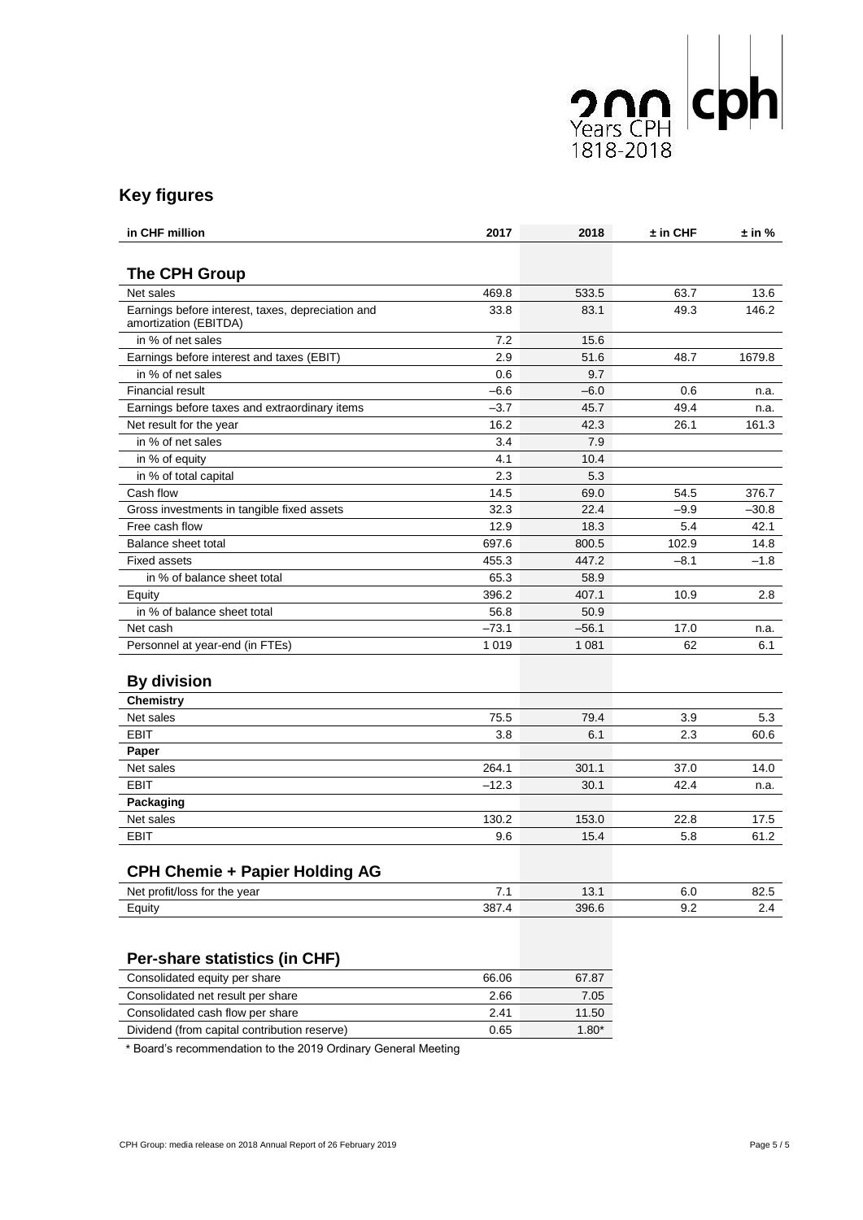## Key figures

| in CHF million | 2017 | 2018 | ± in CHF | ± in % |
|---|---|---|---|---|
| **The CPH Group** | | | | |
| Net sales | 469.8 | 533.5 | 63.7 | 13.6 |
| Earnings before interest, taxes, depreciation and amortization (EBITDA) | 33.8 | 83.1 | 49.3 | 146.2 |
| in % of net sales | 7.2 | 15.6 | | |
| Earnings before interest and taxes (EBIT) | 2.9 | 51.6 | 48.7 | 1679.8 |
| in % of net sales | 0.6 | 9.7 | | |
| Financial result | –6.6 | –6.0 | 0.6 | n.a. |
| Earnings before taxes and extraordinary items | –3.7 | 45.7 | 49.4 | n.a. |
| Net result for the year | 16.2 | 42.3 | 26.1 | 161.3 |
| in % of net sales | 3.4 | 7.9 | | |
| in % of equity | 4.1 | 10.4 | | |
| in % of total capital | 2.3 | 5.3 | | |
| Cash flow | 14.5 | 69.0 | 54.5 | 376.7 |
| Gross investments in tangible fixed assets | 32.3 | 22.4 | –9.9 | –30.8 |
| Free cash flow | 12.9 | 18.3 | 5.4 | 42.1 |
| Balance sheet total | 697.6 | 800.5 | 102.9 | 14.8 |
| Fixed assets | 455.3 | 447.2 | –8.1 | –1.8 |
| in % of balance sheet total | 65.3 | 58.9 | | |
| Equity | 396.2 | 407.1 | 10.9 | 2.8 |
| in % of balance sheet total | 56.8 | 50.9 | | |
| Net cash | –73.1 | –56.1 | 17.0 | n.a. |
| Personnel at year-end (in FTEs) | 1 019 | 1 081 | 62 | 6.1 |
| **By division** | | | | |
| **Chemistry** | | | | |
| Net sales | 75.5 | 79.4 | 3.9 | 5.3 |
| EBIT | 3.8 | 6.1 | 2.3 | 60.6 |
| **Paper** | | | | |
| Net sales | 264.1 | 301.1 | 37.0 | 14.0 |
| EBIT | –12.3 | 30.1 | 42.4 | n.a. |
| **Packaging** | | | | |
| Net sales | 130.2 | 153.0 | 22.8 | 17.5 |
| EBIT | 9.6 | 15.4 | 5.8 | 61.2 |
| **CPH Chemie + Papier Holding AG** | | | | |
| Net profit/loss for the year | 7.1 | 13.1 | 6.0 | 82.5 |
| Equity | 387.4 | 396.6 | 9.2 | 2.4 |

### Per-share statistics (in CHF)

| | 2017 | 2018 |
|---|---|---|
| Consolidated equity per share | 66.06 | 67.87 |
| Consolidated net result per share | 2.66 | 7.05 |
| Consolidated cash flow per share | 2.41 | 11.50 |
| Dividend (from capital contribution reserve) | 0.65 | 1.80* |

* Board's recommendation to the 2019 Ordinary General Meeting